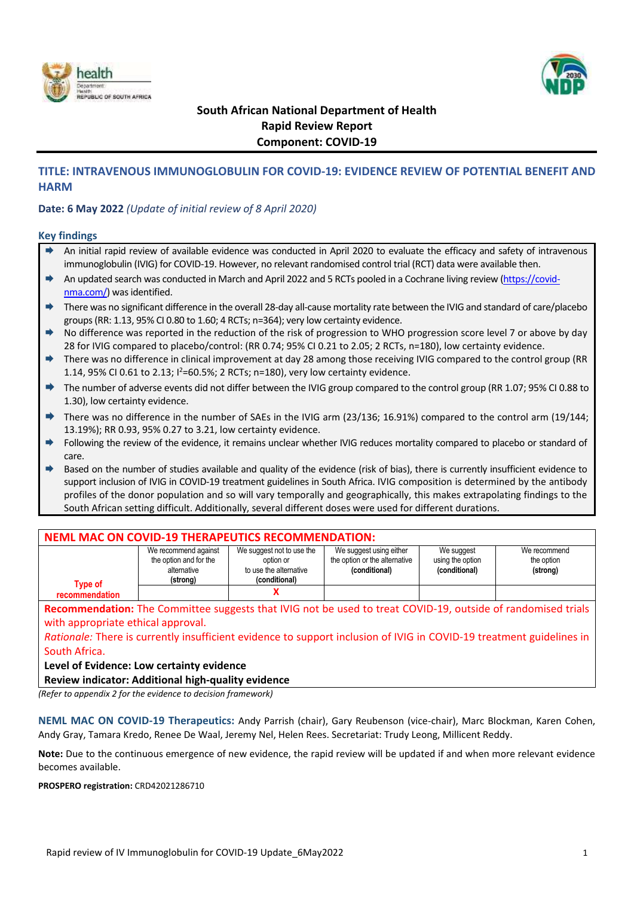**South African National Department of Health**
**Rapid Review Report**
**Component: COVID-19**

## TITLE: INTRAVENOUS IMMUNOGLOBULIN FOR COVID-19: EVIDENCE REVIEW OF POTENTIAL BENEFIT AND HARM

**Date: 6 May 2022** *(Update of initial review of 8 April 2020)*

### Key findings

- An initial rapid review of available evidence was conducted in April 2020 to evaluate the efficacy and safety of intravenous immunoglobulin (IVIG) for COVID-19. However, no relevant randomised control trial (RCT) data were available then.
- An updated search was conducted in March and April 2022 and 5 RCTs pooled in a Cochrane living review (https://covid-nma.com/) was identified.
- There was no significant difference in the overall 28-day all-cause mortality rate between the IVIG and standard of care/placebo groups (RR: 1.13, 95% CI 0.80 to 1.60; 4 RCTs; n=364); very low certainty evidence.
- No difference was reported in the reduction of the risk of progression to WHO progression score level 7 or above by day 28 for IVIG compared to placebo/control: (RR 0.74; 95% CI 0.21 to 2.05; 2 RCTs, n=180), low certainty evidence.
- There was no difference in clinical improvement at day 28 among those receiving IVIG compared to the control group (RR 1.14, 95% CI 0.61 to 2.13; $I^2$=60.5%; 2 RCTs; n=180), very low certainty evidence.
- The number of adverse events did not differ between the IVIG group compared to the control group (RR 1.07; 95% CI 0.88 to 1.30), low certainty evidence.
- There was no difference in the number of SAEs in the IVIG arm (23/136; 16.91%) compared to the control arm (19/144; 13.19%); RR 0.93, 95% 0.27 to 3.21, low certainty evidence.
- Following the review of the evidence, it remains unclear whether IVIG reduces mortality compared to placebo or standard of care.
- Based on the number of studies available and quality of the evidence (risk of bias), there is currently insufficient evidence to support inclusion of IVIG in COVID-19 treatment guidelines in South Africa. IVIG composition is determined by the antibody profiles of the donor population and so will vary temporally and geographically, this makes extrapolating findings to the South African setting difficult. Additionally, several different doses were used for different durations.

**NEML MAC ON COVID-19 THERAPEUTICS RECOMMENDATION:**

| Type of recommendation | We recommend against the option and for the alternative **(strong)** | We suggest not to use the option or to use the alternative **(conditional)** | We suggest using either the option or the alternative **(conditional)** | We suggest using the option **(conditional)** | We recommend the option **(strong)** |
|---|---|---|---|---|---|
| | | X | | | |

**Recommendation:** The Committee suggests that IVIG not be used to treat COVID-19, outside of randomised trials with appropriate ethical approval.

*Rationale:* There is currently insufficient evidence to support inclusion of IVIG in COVID-19 treatment guidelines in South Africa.

**Level of Evidence: Low certainty evidence**

**Review indicator: Additional high-quality evidence**

*(Refer to appendix 2 for the evidence to decision framework)*

**NEML MAC ON COVID-19 Therapeutics:** Andy Parrish (chair), Gary Reubenson (vice-chair), Marc Blockman, Karen Cohen, Andy Gray, Tamara Kredo, Renee De Waal, Jeremy Nel, Helen Rees. Secretariat: Trudy Leong, Millicent Reddy.

**Note:** Due to the continuous emergence of new evidence, the rapid review will be updated if and when more relevant evidence becomes available.

**PROSPERO registration:** CRD42021286710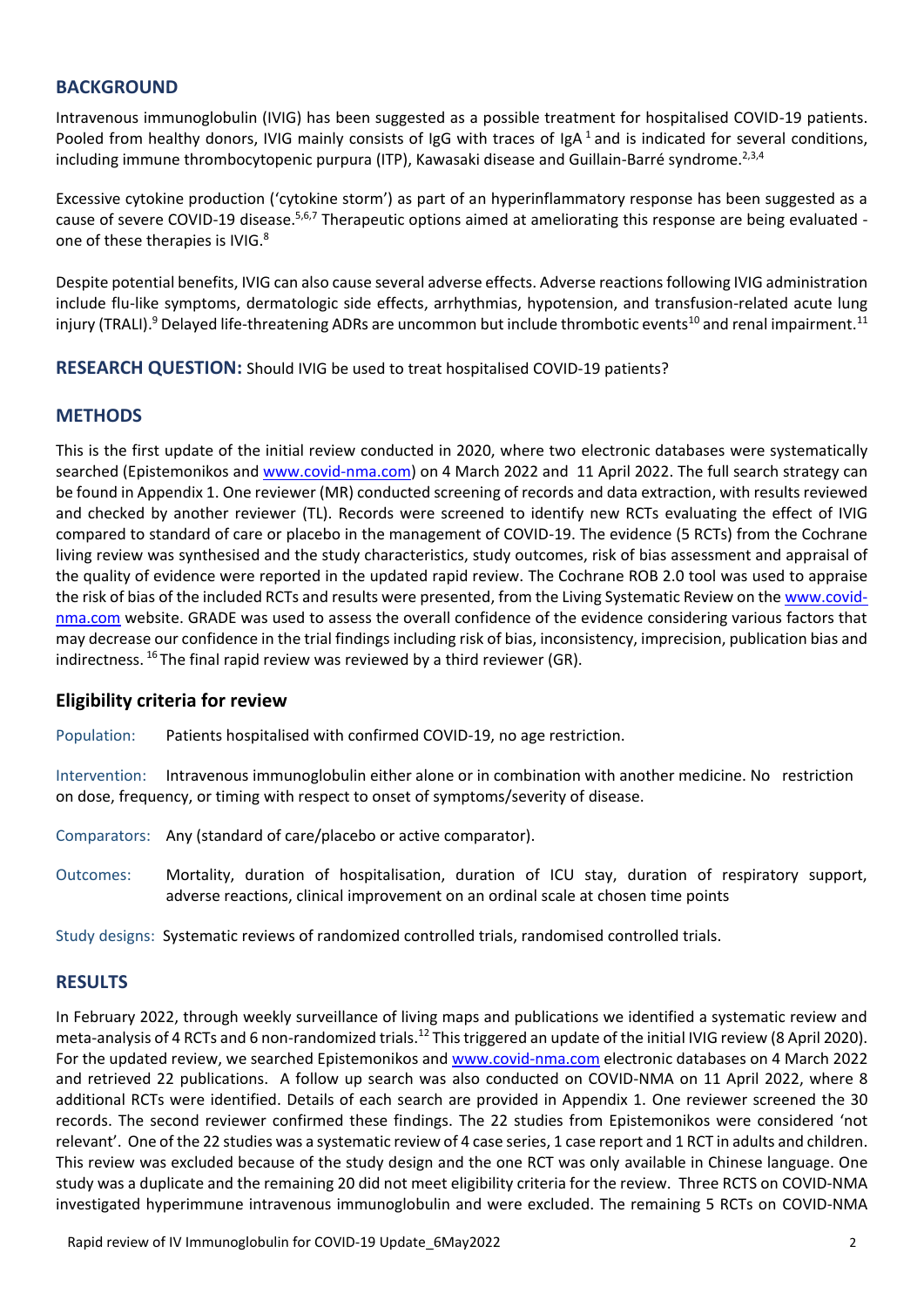## BACKGROUND

Intravenous immunoglobulin (IVIG) has been suggested as a possible treatment for hospitalised COVID-19 patients. Pooled from healthy donors, IVIG mainly consists of IgG with traces of IgA [1] and is indicated for several conditions, including immune thrombocytopenic purpura (ITP), Kawasaki disease and Guillain-Barré syndrome.[2,3,4]

Excessive cytokine production ('cytokine storm') as part of an hyperinflammatory response has been suggested as a cause of severe COVID-19 disease.[5,6,7] Therapeutic options aimed at ameliorating this response are being evaluated - one of these therapies is IVIG.[8]

Despite potential benefits, IVIG can also cause several adverse effects. Adverse reactions following IVIG administration include flu-like symptoms, dermatologic side effects, arrhythmias, hypotension, and transfusion-related acute lung injury (TRALI).[9] Delayed life-threatening ADRs are uncommon but include thrombotic events[10] and renal impairment.[11]

## RESEARCH QUESTION: Should IVIG be used to treat hospitalised COVID-19 patients?

## METHODS

This is the first update of the initial review conducted in 2020, where two electronic databases were systematically searched (Epistemonikos and www.covid-nma.com) on 4 March 2022 and 11 April 2022. The full search strategy can be found in Appendix 1. One reviewer (MR) conducted screening of records and data extraction, with results reviewed and checked by another reviewer (TL). Records were screened to identify new RCTs evaluating the effect of IVIG compared to standard of care or placebo in the management of COVID-19. The evidence (5 RCTs) from the Cochrane living review was synthesised and the study characteristics, study outcomes, risk of bias assessment and appraisal of the quality of evidence were reported in the updated rapid review. The Cochrane ROB 2.0 tool was used to appraise the risk of bias of the included RCTs and results were presented, from the Living Systematic Review on the www.covid-nma.com website. GRADE was used to assess the overall confidence of the evidence considering various factors that may decrease our confidence in the trial findings including risk of bias, inconsistency, imprecision, publication bias and indirectness.[16] The final rapid review was reviewed by a third reviewer (GR).

### Eligibility criteria for review

Population: Patients hospitalised with confirmed COVID-19, no age restriction.

Intervention: Intravenous immunoglobulin either alone or in combination with another medicine. No restriction on dose, frequency, or timing with respect to onset of symptoms/severity of disease.

Comparators: Any (standard of care/placebo or active comparator).

Outcomes: Mortality, duration of hospitalisation, duration of ICU stay, duration of respiratory support, adverse reactions, clinical improvement on an ordinal scale at chosen time points

Study designs: Systematic reviews of randomized controlled trials, randomised controlled trials.

## RESULTS

In February 2022, through weekly surveillance of living maps and publications we identified a systematic review and meta-analysis of 4 RCTs and 6 non-randomized trials.[12] This triggered an update of the initial IVIG review (8 April 2020). For the updated review, we searched Epistemonikos and www.covid-nma.com electronic databases on 4 March 2022 and retrieved 22 publications. A follow up search was also conducted on COVID-NMA on 11 April 2022, where 8 additional RCTs were identified. Details of each search are provided in Appendix 1. One reviewer screened the 30 records. The second reviewer confirmed these findings. The 22 studies from Epistemonikos were considered 'not relevant'. One of the 22 studies was a systematic review of 4 case series, 1 case report and 1 RCT in adults and children. This review was excluded because of the study design and the one RCT was only available in Chinese language. One study was a duplicate and the remaining 20 did not meet eligibility criteria for the review. Three RCTS on COVID-NMA investigated hyperimmune intravenous immunoglobulin and were excluded. The remaining 5 RCTs on COVID-NMA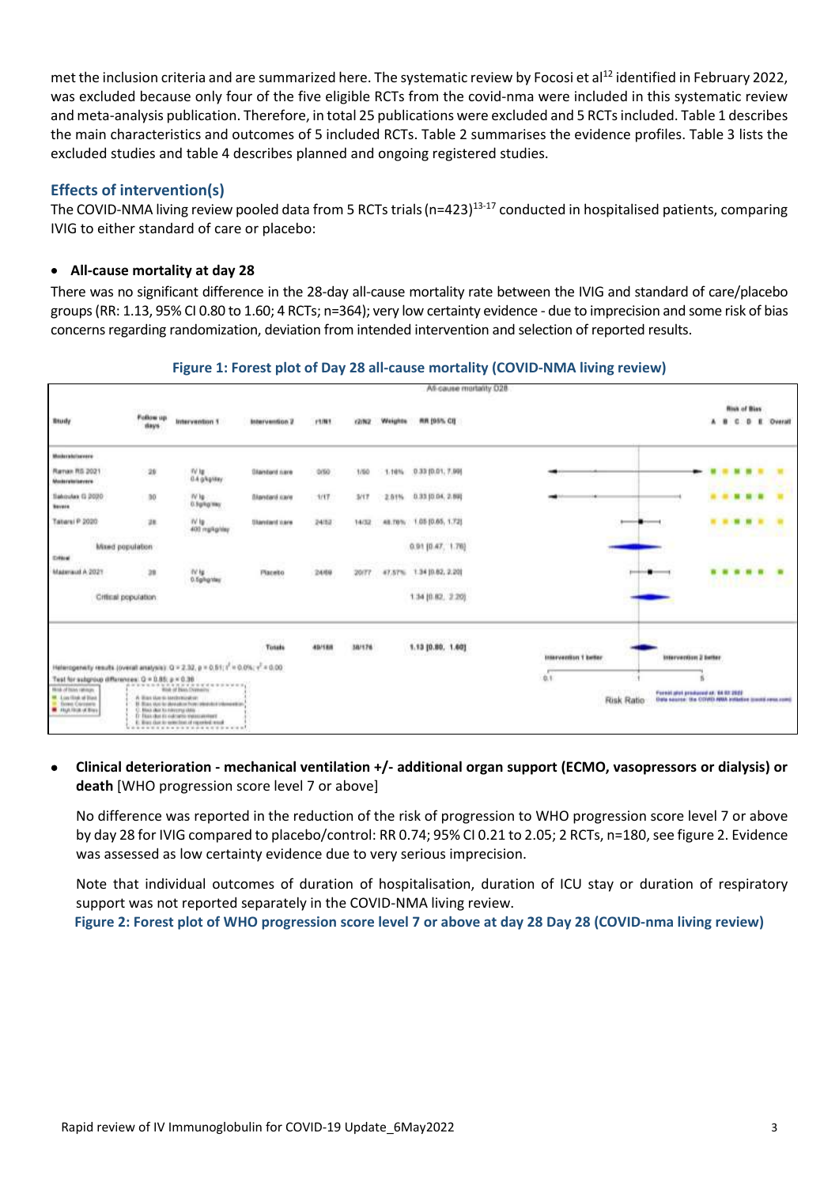met the inclusion criteria and are summarized here. The systematic review by Focosi et al[12] identified in February 2022, was excluded because only four of the five eligible RCTs from the covid-nma were included in this systematic review and meta-analysis publication. Therefore, in total 25 publications were excluded and 5 RCTs included. Table 1 describes the main characteristics and outcomes of 5 included RCTs. Table 2 summarises the evidence profiles. Table 3 lists the excluded studies and table 4 describes planned and ongoing registered studies.

## Effects of intervention(s)

The COVID-NMA living review pooled data from 5 RCTs trials (n=423)[13-17] conducted in hospitalised patients, comparing IVIG to either standard of care or placebo:

- **All-cause mortality at day 28**

There was no significant difference in the 28-day all-cause mortality rate between the IVIG and standard of care/placebo groups (RR: 1.13, 95% CI 0.80 to 1.60; 4 RCTs; n=364); very low certainty evidence - due to imprecision and some risk of bias concerns regarding randomization, deviation from intended intervention and selection of reported results.

**Figure 1: Forest plot of Day 28 all-cause mortality (COVID-NMA living review)**

All-cause mortality D28

| Study | Follow up days | Intervention 1 | Intervention 2 | r1/N1 | r2/N2 | Weights | RR [95% CI] |
|---|---|---|---|---|---|---|---|
| Moderate/severe | | | | | | | |
| Raman RS 2021 | 28 | IV Ig 0.4 g/kg/day | Standard care | 0/50 | 1/50 | 1.16% | 0.33 [0.01, 7.99] |
| Sakoulas G 2020 | 30 | IV Ig 0.5g/kg/day | Standard care | 1/17 | 3/17 | 2.51% | 0.33 [0.04, 2.89] |
| Tabarsi P 2020 | 28 | IV Ig 400 mg/kg/day | Standard care | 24/52 | 14/32 | 48.76% | 1.05 [0.65, 1.72] |
| Mixed population | | | | | | | 0.91 [0.47, 1.76] |
| Critical | | | | | | | |
| Mazeraud A 2021 | 28 | IV Ig 0.5g/kg/day | Placebo | 24/69 | 20/77 | 47.57% | 1.34 [0.82, 2.20] |
| Critical population | | | | | | | 1.34 [0.82, 2.20] |
| | | | Totals | 49/188 | 38/176 | | 1.13 [0.80, 1.60] |

Heterogeneity results (overall analysis): Q = 2.32, p = 0.51; $I^2$ = 0.0%; $\tau^2$ = 0.00

Test for subgroup differences: Q = 0.85, p = 0.36

Risk of bias domains: A: Bias due to randomization; B: Bias due to deviation from intended intervention; C: Bias due to missing data; D: Bias due to outcome measurement; E: Bias due to selection of reported result. Risk of bias ratings: Low risk of bias; Some concerns; High risk of bias.

Intervention 1 better / Intervention 2 better — Risk Ratio

Forest plot produced at: 04 02 2022. Data source: the COVID-NMA initiative (covid-nma.com)

- **Clinical deterioration - mechanical ventilation +/- additional organ support (ECMO, vasopressors or dialysis) or death** [WHO progression score level 7 or above]

  No difference was reported in the reduction of the risk of progression to WHO progression score level 7 or above by day 28 for IVIG compared to placebo/control: RR 0.74; 95% CI 0.21 to 2.05; 2 RCTs, n=180, see figure 2. Evidence was assessed as low certainty evidence due to very serious imprecision.

  Note that individual outcomes of duration of hospitalisation, duration of ICU stay or duration of respiratory support was not reported separately in the COVID-NMA living review.

**Figure 2: Forest plot of WHO progression score level 7 or above at day 28 Day 28 (COVID-nma living review)**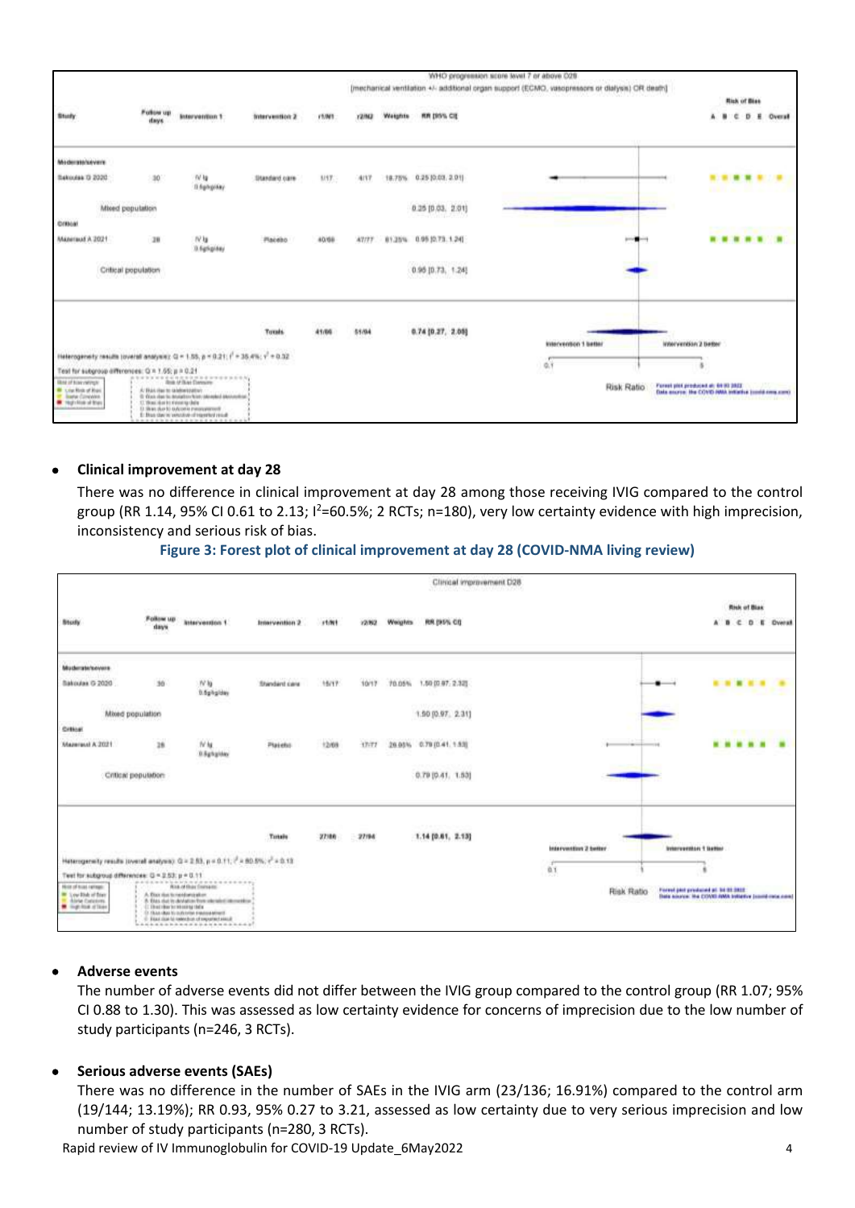| Study | Follow up days | Intervention 1 | Intervention 2 | r1/N1 | r2/N2 | Weights | RR [95% CI] |
|---|---|---|---|---|---|---|---|
| **Moderate/severe** | | | | | | | |
| Sakoulas G 2020 | 30 | IV Ig 0.8g/kg/day | Standard care | 1/17 | 4/17 | 18.75% | 0.25 [0.03, 2.01] |
| Mixed population | | | | | | | 0.25 [0.03, 2.01] |
| **Critical** | | | | | | | |
| Mazeraud A 2021 | 28 | IV Ig 0.5g/kg/day | Placebo | 40/69 | 47/77 | 81.25% | 0.95 [0.73, 1.24] |
| Critical population | | | | | | | 0.95 [0.73, 1.24] |
| | | | Totals | 41/86 | 51/94 | | 0.74 [0.27, 2.05] |

WHO progression score level 7 or above D28 [mechanical ventilation +/- additional organ support (ECMO, vasopressors or dialysis) OR death]

Heterogeneity results (overall analysis): Q = 1.55, p = 0.21; $I^2$ = 35.4%; $\tau^2$ = 0.32

Test for subgroup differences: Q = 1.55; p = 0.21

- **Clinical improvement at day 28**

  There was no difference in clinical improvement at day 28 among those receiving IVIG compared to the control group (RR 1.14, 95% CI 0.61 to 2.13; $I^2$=60.5%; 2 RCTs; n=180), very low certainty evidence with high imprecision, inconsistency and serious risk of bias.

**Figure 3: Forest plot of clinical improvement at day 28 (COVID-NMA living review)**

| Study | Follow up days | Intervention 1 | Intervention 2 | r1/N1 | r2/N2 | Weights | RR [95% CI] |
|---|---|---|---|---|---|---|---|
| **Moderate/severe** | | | | | | | |
| Sakoulas G 2020 | 30 | IV Ig 0.8g/kg/day | Standard care | 15/17 | 10/17 | 70.05% | 1.50 [0.97, 2.32] |
| Mixed population | | | | | | | 1.50 [0.97, 2.31] |
| **Critical** | | | | | | | |
| Mazeraud A 2021 | 28 | IV Ig 0.5g/kg/day | Placebo | 12/69 | 17/77 | 29.95% | 0.79 [0.41, 1.53] |
| Critical population | | | | | | | 0.79 [0.41, 1.53] |
| | | | Totals | 27/86 | 27/94 | | 1.14 [0.61, 2.13] |

Clinical improvement D28

Heterogeneity results (overall analysis): Q = 2.53, p = 0.11; $I^2$ = 60.5%; $\tau^2$ = 0.13

Test for subgroup differences: Q = 2.53; p = 0.11

- **Adverse events**

  The number of adverse events did not differ between the IVIG group compared to the control group (RR 1.07; 95% CI 0.88 to 1.30). This was assessed as low certainty evidence for concerns of imprecision due to the low number of study participants (n=246, 3 RCTs).

- **Serious adverse events (SAEs)**

  There was no difference in the number of SAEs in the IVIG arm (23/136; 16.91%) compared to the control arm (19/144; 13.19%); RR 0.93, 95% CI 0.27 to 3.21, assessed as low certainty due to very serious imprecision and low number of study participants (n=280, 3 RCTs).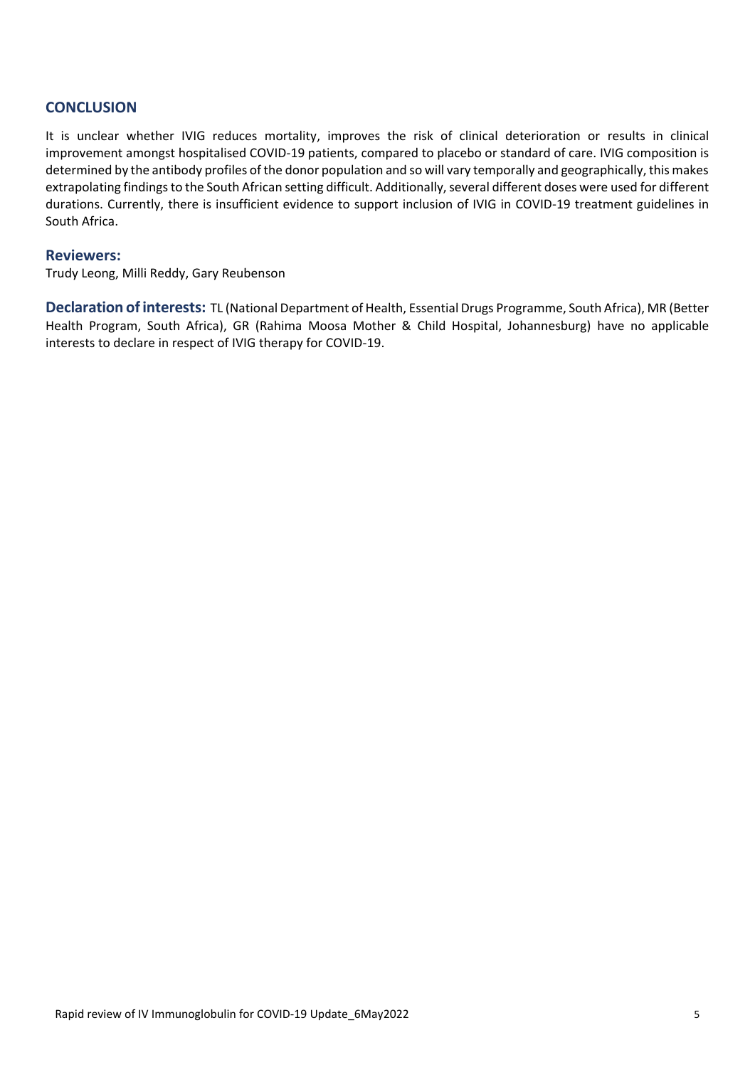## CONCLUSION

It is unclear whether IVIG reduces mortality, improves the risk of clinical deterioration or results in clinical improvement amongst hospitalised COVID-19 patients, compared to placebo or standard of care. IVIG composition is determined by the antibody profiles of the donor population and so will vary temporally and geographically, this makes extrapolating findings to the South African setting difficult. Additionally, several different doses were used for different durations. Currently, there is insufficient evidence to support inclusion of IVIG in COVID-19 treatment guidelines in South Africa.

### Reviewers:

Trudy Leong, Milli Reddy, Gary Reubenson

**Declaration of interests:** TL (National Department of Health, Essential Drugs Programme, South Africa), MR (Better Health Program, South Africa), GR (Rahima Moosa Mother & Child Hospital, Johannesburg) have no applicable interests to declare in respect of IVIG therapy for COVID-19.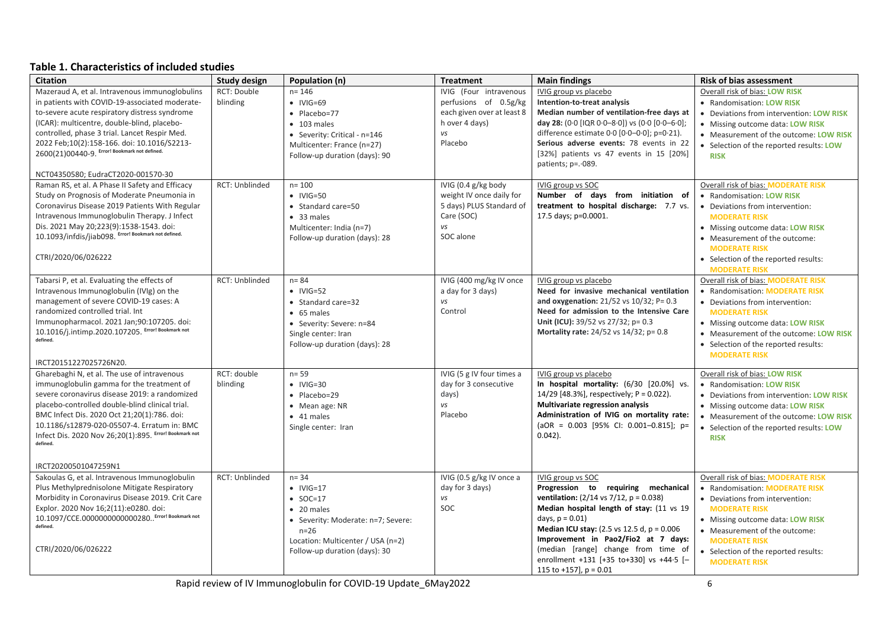**Table 1. Characteristics of included studies**

| Citation | Study design | Population (n) | Treatment | Main findings | Risk of bias assessment |
|---|---|---|---|---|---|
| Mazeraud A, et al. Intravenous immunoglobulins in patients with COVID-19-associated moderate-to-severe acute respiratory distress syndrome (ICAR): multicentre, double-blind, placebo-controlled, phase 3 trial. Lancet Respir Med. 2022 Feb;10(2):158-166. doi: 10.1016/S2213-2600(21)00440-9. Error! Bookmark not defined.<br><br>NCT04350580; EudraCT2020-001570-30 | RCT: Double blinding | n= 146<br>• IVIG=69<br>• Placebo=77<br>• 103 males<br>• Severity: Critical - n=146<br>Multicenter: France (n=27)<br>Follow-up duration (days): 90 | IVIG (Four intravenous perfusions of 0.5g/kg each given over at least 8 h over 4 days)<br>*vs*<br>Placebo | IVIG group vs placebo<br>**Intention-to-treat analysis**<br>**Median number of ventilation-free days at day 28:** (0·0 [IQR 0·0–8·0]) vs (0·0 [0·0–6·0]; difference estimate 0·0 [0·0–0·0]; p=0·21).<br>**Serious adverse events:** 78 events in 22 [32%] patients vs 47 events in 15 [20%] patients; p=.·089. | Overall risk of bias: **LOW RISK**<br>• Randomisation: **LOW RISK**<br>• Deviations from intervention: **LOW RISK**<br>• Missing outcome data: **LOW RISK**<br>• Measurement of the outcome: **LOW RISK**<br>• Selection of the reported results: **LOW RISK** |
| Raman RS, et al. A Phase II Safety and Efficacy Study on Prognosis of Moderate Pneumonia in Coronavirus Disease 2019 Patients With Regular Intravenous Immunoglobulin Therapy. J Infect Dis. 2021 May 20;223(9):1538-1543. doi: 10.1093/infdis/jiab098. Error! Bookmark not defined.<br><br>CTRI/2020/06/026222 | RCT: Unblinded | n= 100<br>• IVIG=50<br>• Standard care=50<br>• 33 males<br>Multicenter: India (n=7)<br>Follow-up duration (days): 28 | IVIG (0.4 g/kg body weight IV once daily for 5 days) PLUS Standard of Care (SOC)<br>*vs*<br>SOC alone | IVIG group vs SOC<br>**Number of days from initiation of treatment to hospital discharge:** 7.7 vs. 17.5 days; p=0.0001. | Overall risk of bias: **MODERATE RISK**<br>• Randomisation: **LOW RISK**<br>• Deviations from intervention: **MODERATE RISK**<br>• Missing outcome data: **LOW RISK**<br>• Measurement of the outcome: **MODERATE RISK**<br>• Selection of the reported results: **MODERATE RISK** |
| Tabarsi P, et al. Evaluating the effects of Intravenous Immunoglobulin (IVIg) on the management of severe COVID-19 cases: A randomized controlled trial. Int Immunopharmacol. 2021 Jan;90:107205. doi: 10.1016/j.intimp.2020.107205. Error! Bookmark not defined.<br><br>IRCT20151227025726N20. | RCT: Unblinded | n= 84<br>• IVIG=52<br>• Standard care=32<br>• 65 males<br>• Severity: Severe: n=84<br>Single center: Iran<br>Follow-up duration (days): 28 | IVIG (400 mg/kg IV once a day for 3 days)<br>*vs*<br>Control | IVIG group vs placebo<br>**Need for invasive mechanical ventilation and oxygenation:** 21/52 vs 10/32; P= 0.3<br>**Need for admission to the Intensive Care Unit (ICU):** 39/52 vs 27/32; p= 0.3<br>**Mortality rate:** 24/52 vs 14/32; p= 0.8 | Overall risk of bias: **MODERATE RISK**<br>• Randomisation: **MODERATE RISK**<br>• Deviations from intervention: **MODERATE RISK**<br>• Missing outcome data: **LOW RISK**<br>• Measurement of the outcome: **LOW RISK**<br>• Selection of the reported results: **MODERATE RISK** |
| Gharebaghi N, et al. The use of intravenous immunoglobulin gamma for the treatment of severe coronavirus disease 2019: a randomized placebo-controlled double-blind clinical trial. BMC Infect Dis. 2020 Oct 21;20(1):786. doi: 10.1186/s12879-020-05507-4. Erratum in: BMC Infect Dis. 2020 Nov 26;20(1):895. Error! Bookmark not defined.<br><br>IRCT20200501047259N1 | RCT: double blinding | n= 59<br>• IVIG=30<br>• Placebo=29<br>• Mean age: NR<br>• 41 males<br>Single center: Iran | IVIG (5 g IV four times a day for 3 consecutive days)<br>*vs*<br>Placebo | IVIG group vs placebo<br>**In hospital mortality:** (6/30 [20.0%] vs. 14/29 [48.3%], respectively; P = 0.022).<br>**Multivariate regression analysis**<br>**Administration of IVIG on mortality rate:** (aOR = 0.003 [95% CI: 0.001–0.815]; p= 0.042). | Overall risk of bias: **LOW RISK**<br>• Randomisation: **LOW RISK**<br>• Deviations from intervention: **LOW RISK**<br>• Missing outcome data: **LOW RISK**<br>• Measurement of the outcome: **LOW RISK**<br>• Selection of the reported results: **LOW RISK** |
| Sakoulas G, et al. Intravenous Immunoglobulin Plus Methylprednisolone Mitigate Respiratory Morbidity in Coronavirus Disease 2019. Crit Care Explor. 2020 Nov 16;2(11):e0280. doi: 10.1097/CCE.0000000000000280.. Error! Bookmark not defined.<br><br>CTRI/2020/06/026222 | RCT: Unblinded | n= 34<br>• IVIG=17<br>• SOC=17<br>• 20 males<br>• Severity: Moderate: n=7; Severe: n=26<br>Location: Multicenter / USA (n=2)<br>Follow-up duration (days): 30 | IVIG (0.5 g/kg IV once a day for 3 days)<br>*vs*<br>SOC | IVIG group vs SOC<br>**Progression to requiring mechanical ventilation:** (2/14 vs 7/12, p = 0.038)<br>**Median hospital length of stay:** (11 vs 19 days, p = 0.01)<br>**Median ICU stay:** (2.5 vs 12.5 d, p = 0.006<br>**Improvement in Pao2/Fio2 at 7 days:** (median [range] change from time of enrollment +131 [+35 to+330] vs +44·5 [–115 to +157], p = 0.01 | Overall risk of bias: **MODERATE RISK**<br>• Randomisation: **MODERATE RISK**<br>• Deviations from intervention: **MODERATE RISK**<br>• Missing outcome data: **LOW RISK**<br>• Measurement of the outcome: **MODERATE RISK**<br>• Selection of the reported results: **MODERATE RISK** |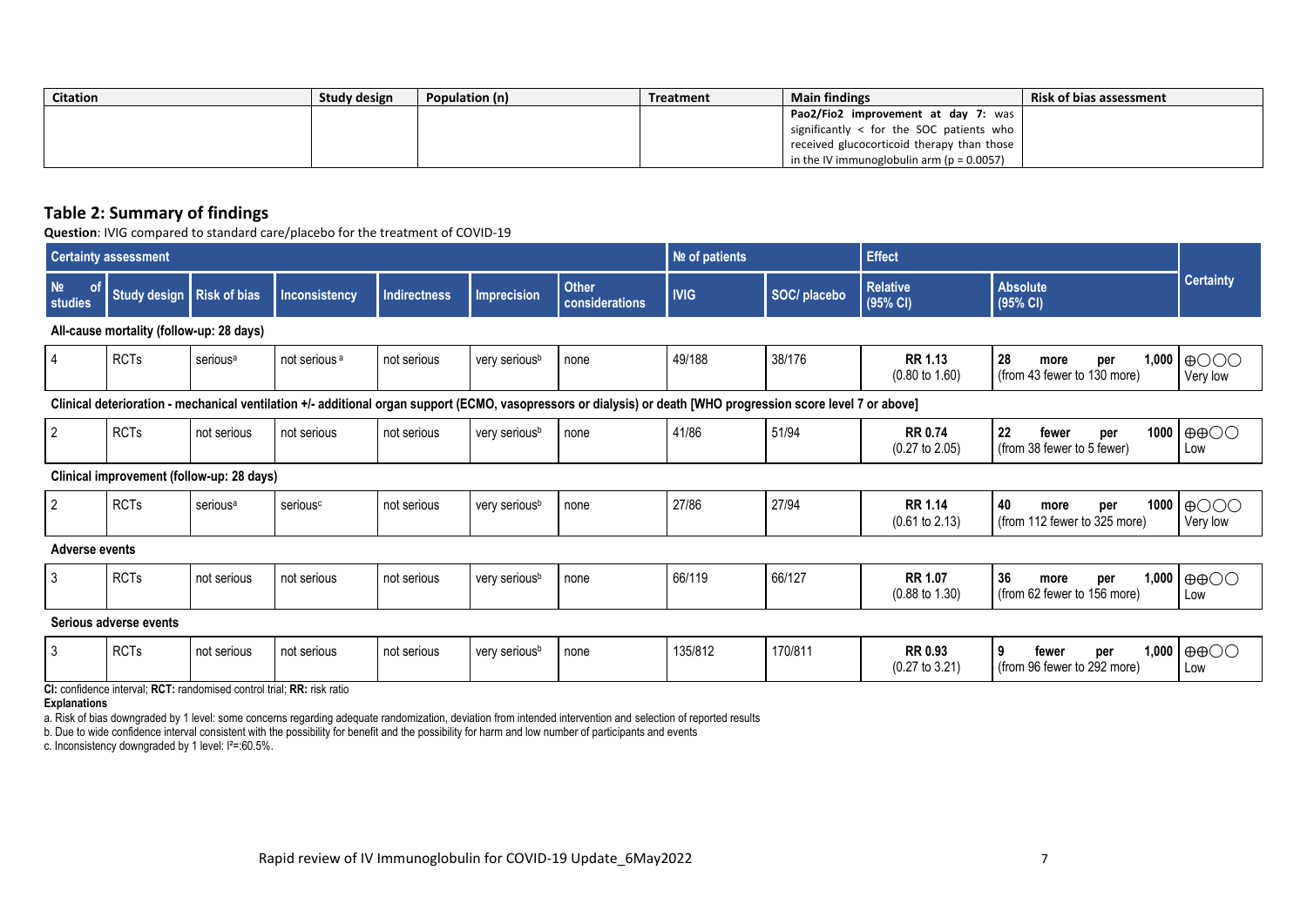| Citation | Study design | Population (n) | Treatment | Main findings | Risk of bias assessment |
|---|---|---|---|---|---|
| | | | | **Pao2/Fio2 improvement at day 7:** was significantly < for the SOC patients who received glucocorticoid therapy than those in the IV immunoglobulin arm (p = 0.0057) | |

## Table 2: Summary of findings

**Question**: IVIG compared to standard care/placebo for the treatment of COVID-19

| Certainty assessment | | | | | | | № of patients | | Effect | | Certainty |
|---|---|---|---|---|---|---|---|---|---|---|---|
| № of studies | Study design | Risk of bias | Inconsistency | Indirectness | Imprecision | Other considerations | IVIG | SOC/ placebo | Relative (95% CI) | Absolute (95% CI) | |
| **All-cause mortality (follow-up: 28 days)** | | | | | | | | | | | |
| 4 | RCTs | serious[a] | not serious [a] | not serious | very serious[b] | none | 49/188 | 38/176 | **RR 1.13** (0.80 to 1.60) | **28 more per 1,000** (from 43 fewer to 130 more) | ⊕◯◯◯ Very low |
| **Clinical deterioration - mechanical ventilation +/- additional organ support (ECMO, vasopressors or dialysis) or death [WHO progression score level 7 or above]** | | | | | | | | | | | |
| 2 | RCTs | not serious | not serious | not serious | very serious[b] | none | 41/86 | 51/94 | **RR 0.74** (0.27 to 2.05) | **22 fewer per 1000** (from 38 fewer to 5 fewer) | ⊕⊕◯◯ Low |
| **Clinical improvement (follow-up: 28 days)** | | | | | | | | | | | |
| 2 | RCTs | serious[a] | serious[c] | not serious | very serious[b] | none | 27/86 | 27/94 | **RR 1.14** (0.61 to 2.13) | **40 more per 1000** (from 112 fewer to 325 more) | ⊕◯◯◯ Very low |
| **Adverse events** | | | | | | | | | | | |
| 3 | RCTs | not serious | not serious | not serious | very serious[b] | none | 66/119 | 66/127 | **RR 1.07** (0.88 to 1.30) | **36 more per 1,000** (from 62 fewer to 156 more) | ⊕⊕◯◯ Low |
| **Serious adverse events** | | | | | | | | | | | |
| 3 | RCTs | not serious | not serious | not serious | very serious[b] | none | 135/812 | 170/811 | **RR 0.93** (0.27 to 3.21) | **9 fewer per 1,000** (from 96 fewer to 292 more) | ⊕⊕◯◯ Low |

**CI:** confidence interval; **RCT:** randomised control trial; **RR:** risk ratio

**Explanations**

a. Risk of bias downgraded by 1 level: some concerns regarding adequate randomization, deviation from intended intervention and selection of reported results

b. Due to wide confidence interval consistent with the possibility for benefit and the possibility for harm and low number of participants and events

c. Inconsistency downgraded by 1 level: $I^2$=:60.5%.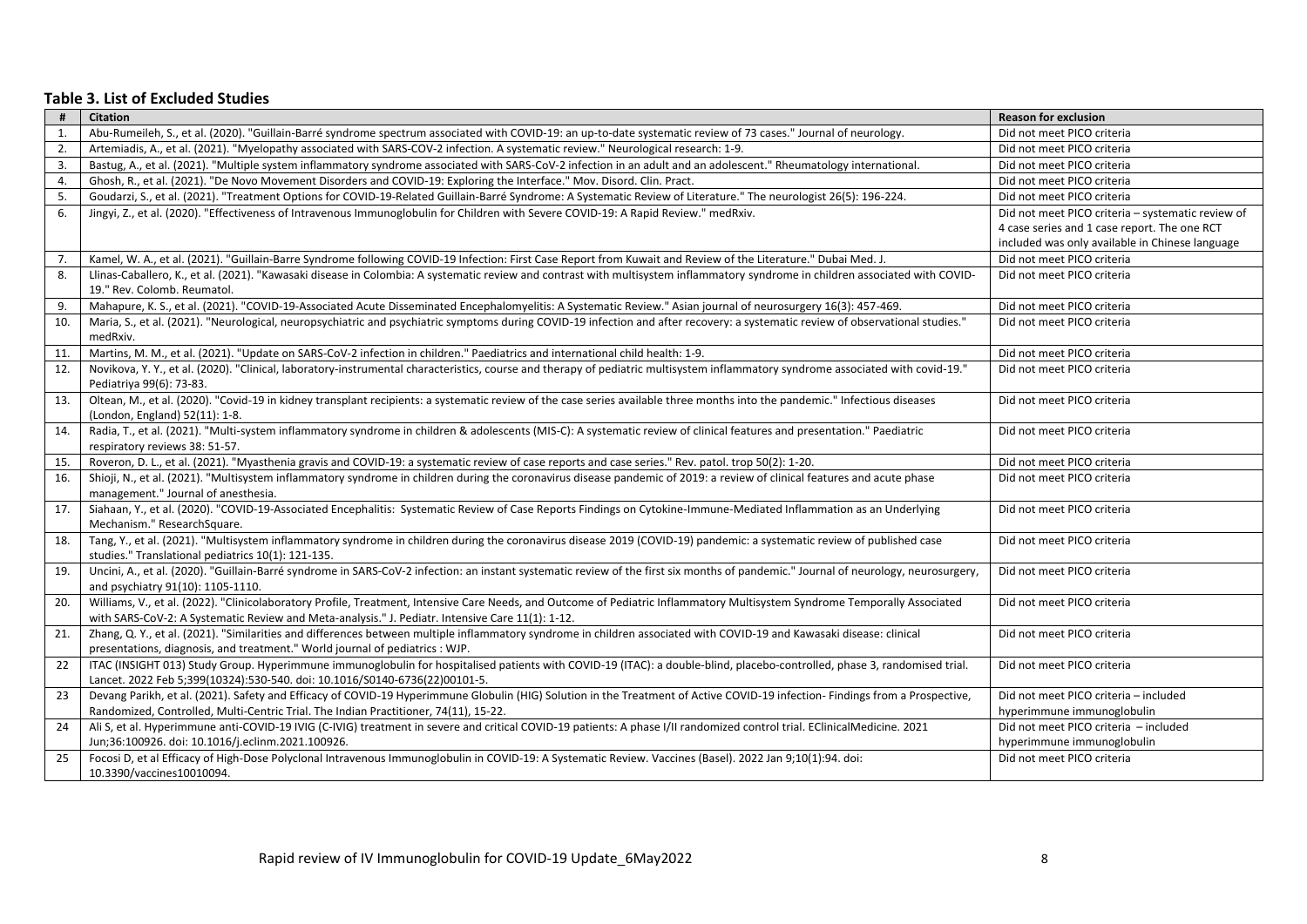### Table 3. List of Excluded Studies

| # | Citation | Reason for exclusion |
|---|---|---|
| 1. | Abu-Rumeileh, S., et al. (2020). "Guillain-Barré syndrome spectrum associated with COVID-19: an up-to-date systematic review of 73 cases." Journal of neurology. | Did not meet PICO criteria |
| 2. | Artemiadis, A., et al. (2021). "Myelopathy associated with SARS-COV-2 infection. A systematic review." Neurological research: 1-9. | Did not meet PICO criteria |
| 3. | Bastug, A., et al. (2021). "Multiple system inflammatory syndrome associated with SARS-CoV-2 infection in an adult and an adolescent." Rheumatology international. | Did not meet PICO criteria |
| 4. | Ghosh, R., et al. (2021). "De Novo Movement Disorders and COVID-19: Exploring the Interface." Mov. Disord. Clin. Pract. | Did not meet PICO criteria |
| 5. | Goudarzi, S., et al. (2021). "Treatment Options for COVID-19-Related Guillain-Barré Syndrome: A Systematic Review of Literature." The neurologist 26(5): 196-224. | Did not meet PICO criteria |
| 6. | Jingyi, Z., et al. (2020). "Effectiveness of Intravenous Immunoglobulin for Children with Severe COVID-19: A Rapid Review." medRxiv. | Did not meet PICO criteria – systematic review of 4 case series and 1 case report. The one RCT included was only available in Chinese language |
| 7. | Kamel, W. A., et al. (2021). "Guillain-Barre Syndrome following COVID-19 Infection: First Case Report from Kuwait and Review of the Literature." Dubai Med. J. | Did not meet PICO criteria |
| 8. | Llinas-Caballero, K., et al. (2021). "Kawasaki disease in Colombia: A systematic review and contrast with multisystem inflammatory syndrome in children associated with COVID-19." Rev. Colomb. Reumatol. | Did not meet PICO criteria |
| 9. | Mahapure, K. S., et al. (2021). "COVID-19-Associated Acute Disseminated Encephalomyelitis: A Systematic Review." Asian journal of neurosurgery 16(3): 457-469. | Did not meet PICO criteria |
| 10. | Maria, S., et al. (2021). "Neurological, neuropsychiatric and psychiatric symptoms during COVID-19 infection and after recovery: a systematic review of observational studies." medRxiv. | Did not meet PICO criteria |
| 11. | Martins, M. M., et al. (2021). "Update on SARS-CoV-2 infection in children." Paediatrics and international child health: 1-9. | Did not meet PICO criteria |
| 12. | Novikova, Y. Y., et al. (2020). "Clinical, laboratory-instrumental characteristics, course and therapy of pediatric multisystem inflammatory syndrome associated with covid-19." Pediatriya 99(6): 73-83. | Did not meet PICO criteria |
| 13. | Oltean, M., et al. (2020). "Covid-19 in kidney transplant recipients: a systematic review of the case series available three months into the pandemic." Infectious diseases (London, England) 52(11): 1-8. | Did not meet PICO criteria |
| 14. | Radia, T., et al. (2021). "Multi-system inflammatory syndrome in children & adolescents (MIS-C): A systematic review of clinical features and presentation." Paediatric respiratory reviews 38: 51-57. | Did not meet PICO criteria |
| 15. | Roveron, D. L., et al. (2021). "Myasthenia gravis and COVID-19: a systematic review of case reports and case series." Rev. patol. trop 50(2): 1-20. | Did not meet PICO criteria |
| 16. | Shioji, N., et al. (2021). "Multisystem inflammatory syndrome in children during the coronavirus disease pandemic of 2019: a review of clinical features and acute phase management." Journal of anesthesia. | Did not meet PICO criteria |
| 17. | Siahaan, Y., et al. (2020). "COVID-19-Associated Encephalitis: Systematic Review of Case Reports Findings on Cytokine-Immune-Mediated Inflammation as an Underlying Mechanism." ResearchSquare. | Did not meet PICO criteria |
| 18. | Tang, Y., et al. (2021). "Multisystem inflammatory syndrome in children during the coronavirus disease 2019 (COVID-19) pandemic: a systematic review of published case studies." Translational pediatrics 10(1): 121-135. | Did not meet PICO criteria |
| 19. | Uncini, A., et al. (2020). "Guillain-Barré syndrome in SARS-CoV-2 infection: an instant systematic review of the first six months of pandemic." Journal of neurology, neurosurgery, and psychiatry 91(10): 1105-1110. | Did not meet PICO criteria |
| 20. | Williams, V., et al. (2022). "Clinicolaboratory Profile, Treatment, Intensive Care Needs, and Outcome of Pediatric Inflammatory Multisystem Syndrome Temporally Associated with SARS-CoV-2: A Systematic Review and Meta-analysis." J. Pediatr. Intensive Care 11(1): 1-12. | Did not meet PICO criteria |
| 21. | Zhang, Q. Y., et al. (2021). "Similarities and differences between multiple inflammatory syndrome in children associated with COVID-19 and Kawasaki disease: clinical presentations, diagnosis, and treatment." World journal of pediatrics : WJP. | Did not meet PICO criteria |
| 22 | ITAC (INSIGHT 013) Study Group. Hyperimmune immunoglobulin for hospitalised patients with COVID-19 (ITAC): a double-blind, placebo-controlled, phase 3, randomised trial. Lancet. 2022 Feb 5;399(10324):530-540. doi: 10.1016/S0140-6736(22)00101-5. | Did not meet PICO criteria |
| 23 | Devang Parikh, et al. (2021). Safety and Efficacy of COVID-19 Hyperimmune Globulin (HIG) Solution in the Treatment of Active COVID-19 infection- Findings from a Prospective, Randomized, Controlled, Multi-Centric Trial. The Indian Practitioner, 74(11), 15-22. | Did not meet PICO criteria – included hyperimmune immunoglobulin |
| 24 | Ali S, et al. Hyperimmune anti-COVID-19 IVIG (C-IVIG) treatment in severe and critical COVID-19 patients: A phase I/II randomized control trial. EClinicalMedicine. 2021 Jun;36:100926. doi: 10.1016/j.eclinm.2021.100926. | Did not meet PICO criteria – included hyperimmune immunoglobulin |
| 25 | Focosi D, et al Efficacy of High-Dose Polyclonal Intravenous Immunoglobulin in COVID-19: A Systematic Review. Vaccines (Basel). 2022 Jan 9;10(1):94. doi: 10.3390/vaccines10010094. | Did not meet PICO criteria |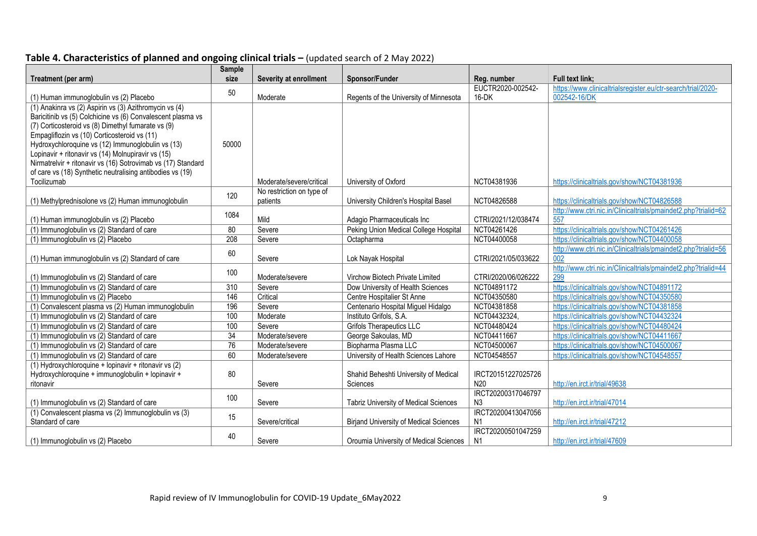## **Table 4. Characteristics of planned and ongoing clinical trials –** (updated search of 2 May 2022)

| Treatment (per arm) | Sample size | Severity at enrollment | Sponsor/Funder | Reg. number | Full text link; |
|---|---|---|---|---|---|
| (1) Human immunoglobulin vs (2) Placebo | 50 | Moderate | Regents of the University of Minnesota | EUCTR2020-002542-16-DK | https://www.clinicaltrialsregister.eu/ctr-search/trial/2020-002542-16/DK |
| (1) Anakinra vs (2) Aspirin vs (3) Azithromycin vs (4) Baricitinib vs (5) Colchicine vs (6) Convalescent plasma vs (7) Corticosteroid vs (8) Dimethyl fumarate vs (9) Empagliflozin vs (10) Corticosteroid vs (11) Hydroxychloroquine vs (12) Immunoglobulin vs (13) Lopinavir + ritonavir vs (14) Molnupiravir vs (15) Nirmatrelvir + ritonavir vs (16) Sotrovimab vs (17) Standard of care vs (18) Synthetic neutralising antibodies vs (19) Tocilizumab | 50000 | Moderate/severe/critical | University of Oxford | NCT04381936 | https://clinicaltrials.gov/show/NCT04381936 |
| (1) Methylprednisolone vs (2) Human immunoglobulin | 120 | No restriction on type of patients | University Children's Hospital Basel | NCT04826588 | https://clinicaltrials.gov/show/NCT04826588 |
| (1) Human immunoglobulin vs (2) Placebo | 1084 | Mild | Adagio Pharmaceuticals Inc | CTRI/2021/12/038474 | http://www.ctri.nic.in/Clinicaltrials/pmaindet2.php?trialid=62557 |
| (1) Immunoglobulin vs (2) Standard of care | 80 | Severe | Peking Union Medical College Hospital | NCT04261426 | https://clinicaltrials.gov/show/NCT04261426 |
| (1) Immunoglobulin vs (2) Placebo | 208 | Severe | Octapharma | NCT04400058 | https://clinicaltrials.gov/show/NCT04400058 |
| (1) Human immunoglobulin vs (2) Standard of care | 60 | Severe | Lok Nayak Hospital | CTRI/2021/05/033622 | http://www.ctri.nic.in/Clinicaltrials/pmaindet2.php?trialid=56002 |
| (1) Immunoglobulin vs (2) Standard of care | 100 | Moderate/severe | Virchow Biotech Private Limited | CTRI/2020/06/026222 | http://www.ctri.nic.in/Clinicaltrials/pmaindet2.php?trialid=44299 |
| (1) Immunoglobulin vs (2) Standard of care | 310 | Severe | Dow University of Health Sciences | NCT04891172 | https://clinicaltrials.gov/show/NCT04891172 |
| (1) Immunoglobulin vs (2) Placebo | 146 | Critical | Centre Hospitalier St Anne | NCT04350580 | https://clinicaltrials.gov/show/NCT04350580 |
| (1) Convalescent plasma vs (2) Human immunoglobulin | 196 | Severe | Centenario Hospital Miguel Hidalgo | NCT04381858 | https://clinicaltrials.gov/show/NCT04381858 |
| (1) Immunoglobulin vs (2) Standard of care | 100 | Moderate | Instituto Grifols, S.A. | NCT04432324, | https://clinicaltrials.gov/show/NCT04432324 |
| (1) Immunoglobulin vs (2) Standard of care | 100 | Severe | Grifols Therapeutics LLC | NCT04480424 | https://clinicaltrials.gov/show/NCT04480424 |
| (1) Immunoglobulin vs (2) Standard of care | 34 | Moderate/severe | George Sakoulas, MD | NCT04411667 | https://clinicaltrials.gov/show/NCT04411667 |
| (1) Immunoglobulin vs (2) Standard of care | 76 | Moderate/severe | Biopharma Plasma LLC | NCT04500067 | https://clinicaltrials.gov/show/NCT04500067 |
| (1) Immunoglobulin vs (2) Standard of care | 60 | Moderate/severe | University of Health Sciences Lahore | NCT04548557 | https://clinicaltrials.gov/show/NCT04548557 |
| (1) Hydroxychloroquine + lopinavir + ritonavir vs (2) Hydroxychloroquine + immunoglobulin + lopinavir + ritonavir | 80 | Severe | Shahid Beheshti University of Medical Sciences | IRCT20151227025726N20 | http://en.irct.ir/trial/49638 |
| (1) Immunoglobulin vs (2) Standard of care | 100 | Severe | Tabriz University of Medical Sciences | IRCT20200317046797N3 | http://en.irct.ir/trial/47014 |
| (1) Convalescent plasma vs (2) Immunoglobulin vs (3) Standard of care | 15 | Severe/critical | Birjand University of Medical Sciences | IRCT20200413047056N1 | http://en.irct.ir/trial/47212 |
| (1) Immunoglobulin vs (2) Placebo | 40 | Severe | Oroumia University of Medical Sciences | IRCT20200501047259N1 | http://en.irct.ir/trial/47609 |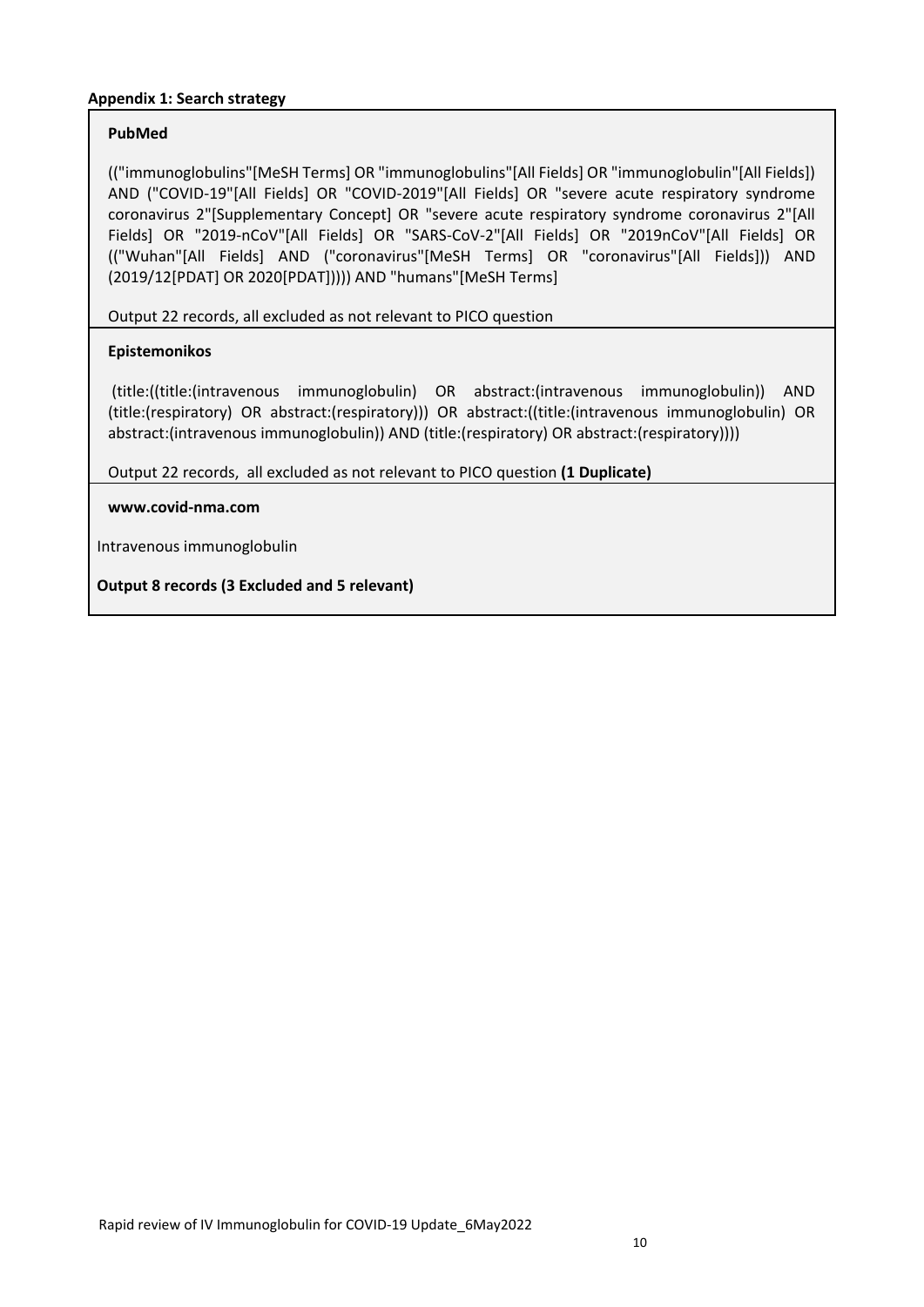**Appendix 1: Search strategy**

**PubMed**

(("immunoglobulins"[MeSH Terms] OR "immunoglobulins"[All Fields] OR "immunoglobulin"[All Fields]) AND ("COVID-19"[All Fields] OR "COVID-2019"[All Fields] OR "severe acute respiratory syndrome coronavirus 2"[Supplementary Concept] OR "severe acute respiratory syndrome coronavirus 2"[All Fields] OR "2019-nCoV"[All Fields] OR "SARS-CoV-2"[All Fields] OR "2019nCoV"[All Fields] OR (("Wuhan"[All Fields] AND ("coronavirus"[MeSH Terms] OR "coronavirus"[All Fields])) AND (2019/12[PDAT] OR 2020[PDAT])))) AND "humans"[MeSH Terms]

Output 22 records, all excluded as not relevant to PICO question

**Epistemonikos**

(title:((title:(intravenous immunoglobulin) OR abstract:(intravenous immunoglobulin)) AND (title:(respiratory) OR abstract:(respiratory))) OR abstract:((title:(intravenous immunoglobulin) OR abstract:(intravenous immunoglobulin)) AND (title:(respiratory) OR abstract:(respiratory))))

Output 22 records, all excluded as not relevant to PICO question **(1 Duplicate)**

**www.covid-nma.com**

Intravenous immunoglobulin

**Output 8 records (3 Excluded and 5 relevant)**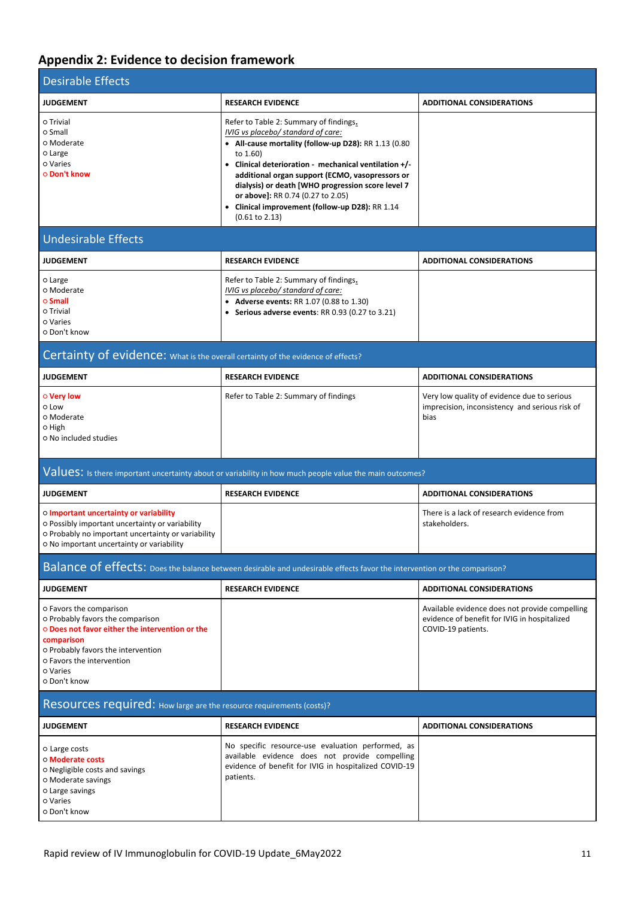## Appendix 2: Evidence to decision framework

### Desirable Effects

| JUDGEMENT | RESEARCH EVIDENCE | ADDITIONAL CONSIDERATIONS |
|---|---|---|
| o Trivial<br>o Small<br>o Moderate<br>o Large<br>o Varies<br>o **Don't know** | Refer to Table 2: Summary of findings.<br>*IVIG vs placebo/ standard of care:*<br>• **All-cause mortality (follow-up D28):** RR 1.13 (0.80 to 1.60)<br>• **Clinical deterioration - mechanical ventilation +/- additional organ support (ECMO, vasopressors or dialysis) or death [WHO progression score level 7 or above]:** RR 0.74 (0.27 to 2.05)<br>• **Clinical improvement (follow-up D28):** RR 1.14 (0.61 to 2.13) | |

### Undesirable Effects

| JUDGEMENT | RESEARCH EVIDENCE | ADDITIONAL CONSIDERATIONS |
|---|---|---|
| o Large<br>o Moderate<br>o **Small**<br>o Trivial<br>o Varies<br>o Don't know | Refer to Table 2: Summary of findings.<br>*IVIG vs placebo/ standard of care:*<br>• **Adverse events:** RR 1.07 (0.88 to 1.30)<br>• **Serious adverse events**: RR 0.93 (0.27 to 3.21) | |

### Certainty of evidence: What is the overall certainty of the evidence of effects?

| JUDGEMENT | RESEARCH EVIDENCE | ADDITIONAL CONSIDERATIONS |
|---|---|---|
| o **Very low**<br>o Low<br>o Moderate<br>o High<br>o No included studies | Refer to Table 2: Summary of findings | Very low quality of evidence due to serious imprecision, inconsistency and serious risk of bias |

### Values: Is there important uncertainty about or variability in how much people value the main outcomes?

| JUDGEMENT | RESEARCH EVIDENCE | ADDITIONAL CONSIDERATIONS |
|---|---|---|
| o **Important uncertainty or variability**<br>o Possibly important uncertainty or variability<br>o Probably no important uncertainty or variability<br>o No important uncertainty or variability | | There is a lack of research evidence from stakeholders. |

### Balance of effects: Does the balance between desirable and undesirable effects favor the intervention or the comparison?

| JUDGEMENT | RESEARCH EVIDENCE | ADDITIONAL CONSIDERATIONS |
|---|---|---|
| o Favors the comparison<br>o Probably favors the comparison<br>o **Does not favor either the intervention or the comparison**<br>o Probably favors the intervention<br>o Favors the intervention<br>o Varies<br>o Don't know | | Available evidence does not provide compelling evidence of benefit for IVIG in hospitalized COVID-19 patients. |

### Resources required: How large are the resource requirements (costs)?

| JUDGEMENT | RESEARCH EVIDENCE | ADDITIONAL CONSIDERATIONS |
|---|---|---|
| o Large costs<br>o **Moderate costs**<br>o Negligible costs and savings<br>o Moderate savings<br>o Large savings<br>o Varies<br>o Don't know | No specific resource-use evaluation performed, as available evidence does not provide compelling evidence of benefit for IVIG in hospitalized COVID-19 patients. | |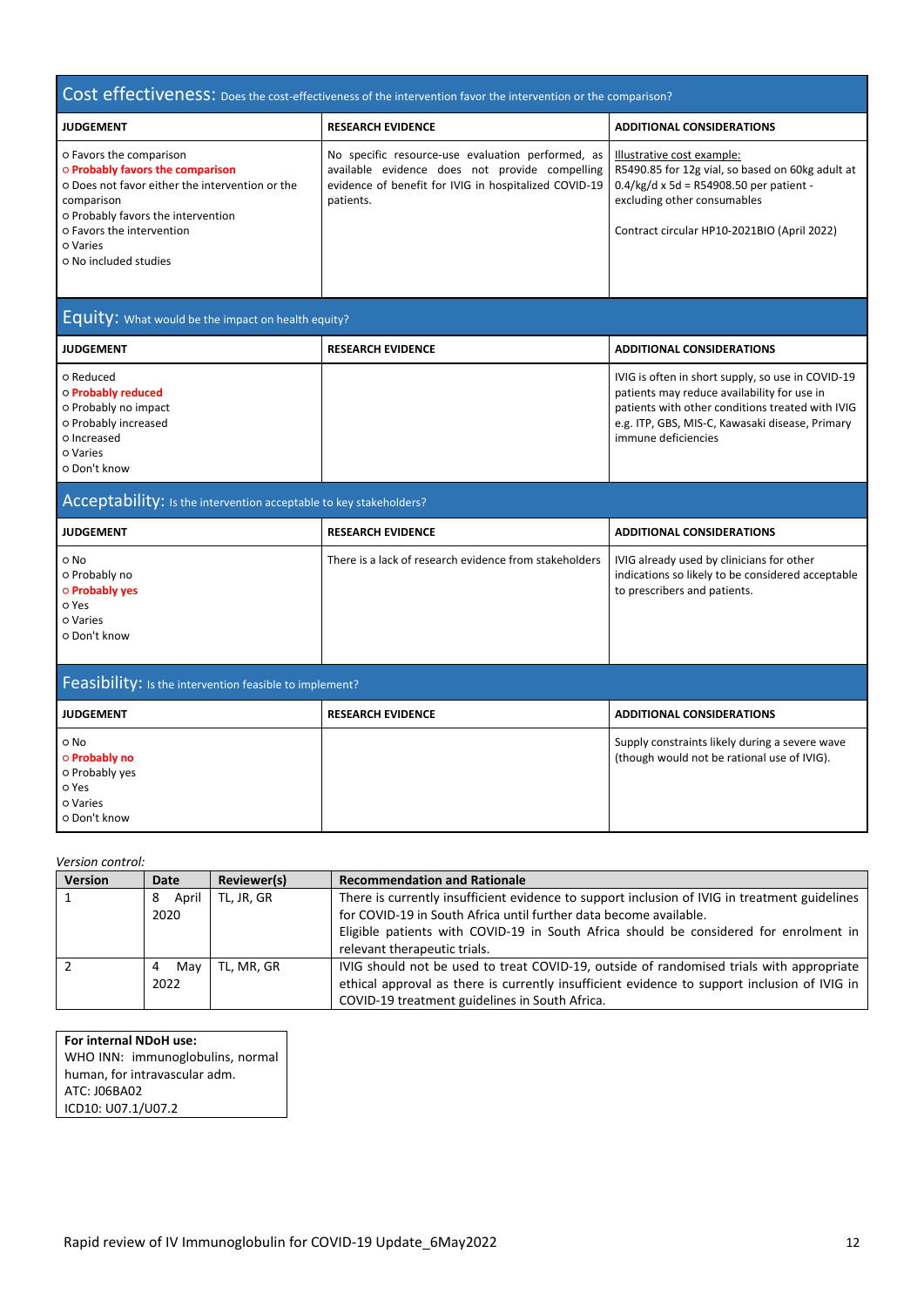## Cost effectiveness: Does the cost-effectiveness of the intervention favor the intervention or the comparison?

| JUDGEMENT | RESEARCH EVIDENCE | ADDITIONAL CONSIDERATIONS |
|---|---|---|
| ○ Favors the comparison<br>○ **Probably favors the comparison**<br>○ Does not favor either the intervention or the comparison<br>○ Probably favors the intervention<br>○ Favors the intervention<br>○ Varies<br>○ No included studies | No specific resource-use evaluation performed, as available evidence does not provide compelling evidence of benefit for IVIG in hospitalized COVID-19 patients. | Illustrative cost example:<br>R5490.85 for 12g vial, so based on 60kg adult at 0.4/kg/d x 5d = R54908.50 per patient - excluding other consumables<br><br>Contract circular HP10-2021BIO (April 2022) |

## Equity: What would be the impact on health equity?

| JUDGEMENT | RESEARCH EVIDENCE | ADDITIONAL CONSIDERATIONS |
|---|---|---|
| ○ Reduced<br>○ **Probably reduced**<br>○ Probably no impact<br>○ Probably increased<br>○ Increased<br>○ Varies<br>○ Don't know | | IVIG is often in short supply, so use in COVID-19 patients may reduce availability for use in patients with other conditions treated with IVIG e.g. ITP, GBS, MIS-C, Kawasaki disease, Primary immune deficiencies |

## Acceptability: Is the intervention acceptable to key stakeholders?

| JUDGEMENT | RESEARCH EVIDENCE | ADDITIONAL CONSIDERATIONS |
|---|---|---|
| ○ No<br>○ Probably no<br>○ **Probably yes**<br>○ Yes<br>○ Varies<br>○ Don't know | There is a lack of research evidence from stakeholders | IVIG already used by clinicians for other indications so likely to be considered acceptable to prescribers and patients. |

## Feasibility: Is the intervention feasible to implement?

| JUDGEMENT | RESEARCH EVIDENCE | ADDITIONAL CONSIDERATIONS |
|---|---|---|
| ○ No<br>○ **Probably no**<br>○ Probably yes<br>○ Yes<br>○ Varies<br>○ Don't know | | Supply constraints likely during a severe wave (though would not be rational use of IVIG). |

*Version control:*

| Version | Date | Reviewer(s) | Recommendation and Rationale |
|---|---|---|---|
| 1 | 8 April 2020 | TL, JR, GR | There is currently insufficient evidence to support inclusion of IVIG in treatment guidelines for COVID-19 in South Africa until further data become available.<br>Eligible patients with COVID-19 in South Africa should be considered for enrolment in relevant therapeutic trials. |
| 2 | 4 May 2022 | TL, MR, GR | IVIG should not be used to treat COVID-19, outside of randomised trials with appropriate ethical approval as there is currently insufficient evidence to support inclusion of IVIG in COVID-19 treatment guidelines in South Africa. |

**For internal NDoH use:**
WHO INN: immunoglobulins, normal human, for intravascular adm.
ATC: J06BA02
ICD10: U07.1/U07.2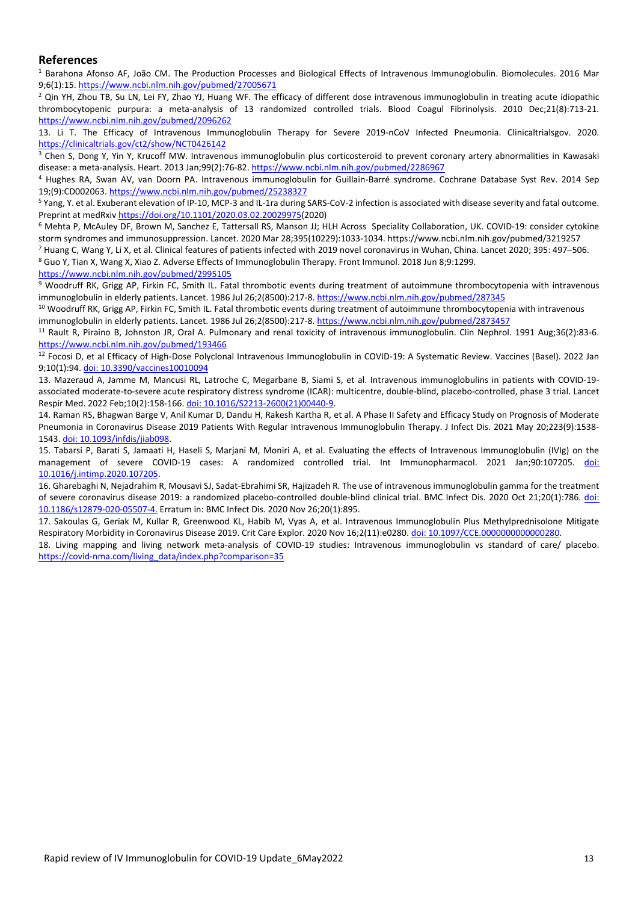## References

[1] Barahona Afonso AF, João CM. The Production Processes and Biological Effects of Intravenous Immunoglobulin. Biomolecules. 2016 Mar 9;6(1):15. https://www.ncbi.nlm.nih.gov/pubmed/27005671

[2] Qin YH, Zhou TB, Su LN, Lei FY, Zhao YJ, Huang WF. The efficacy of different dose intravenous immunoglobulin in treating acute idiopathic thrombocytopenic purpura: a meta-analysis of 13 randomized controlled trials. Blood Coagul Fibrinolysis. 2010 Dec;21(8):713-21. https://www.ncbi.nlm.nih.gov/pubmed/2096262

13. Li T. The Efficacy of Intravenous Immunoglobulin Therapy for Severe 2019-nCoV Infected Pneumonia. Clinicaltrialsgov. 2020. https://clinicaltrials.gov/ct2/show/NCT0426142

[3] Chen S, Dong Y, Yin Y, Krucoff MW. Intravenous immunoglobulin plus corticosteroid to prevent coronary artery abnormalities in Kawasaki disease: a meta-analysis. Heart. 2013 Jan;99(2):76-82. https://www.ncbi.nlm.nih.gov/pubmed/2286967

[4] Hughes RA, Swan AV, van Doorn PA. Intravenous immunoglobulin for Guillain-Barré syndrome. Cochrane Database Syst Rev. 2014 Sep 19;(9):CD002063. https://www.ncbi.nlm.nih.gov/pubmed/25238327

[5] Yang, Y. et al. Exuberant elevation of IP-10, MCP-3 and IL-1ra during SARS-CoV-2 infection is associated with disease severity and fatal outcome. Preprint at medRxiv https://doi.org/10.1101/2020.03.02.20029975(2020)

[6] Mehta P, McAuley DF, Brown M, Sanchez E, Tattersall RS, Manson JJ; HLH Across Speciality Collaboration, UK. COVID-19: consider cytokine storm syndromes and immunosuppression. Lancet. 2020 Mar 28;395(10229):1033-1034. https://www.ncbi.nlm.nih.gov/pubmed/3219257

[7] Huang C, Wang Y, Li X, et al. Clinical features of patients infected with 2019 novel coronavirus in Wuhan, China. Lancet 2020; 395: 497–506.

[8] Guo Y, Tian X, Wang X, Xiao Z. Adverse Effects of Immunoglobulin Therapy. Front Immunol. 2018 Jun 8;9:1299. https://www.ncbi.nlm.nih.gov/pubmed/2995105

[9] Woodruff RK, Grigg AP, Firkin FC, Smith IL. Fatal thrombotic events during treatment of autoimmune thrombocytopenia with intravenous immunoglobulin in elderly patients. Lancet. 1986 Jul 26;2(8500):217-8. https://www.ncbi.nlm.nih.gov/pubmed/287345

[10] Woodruff RK, Grigg AP, Firkin FC, Smith IL. Fatal thrombotic events during treatment of autoimmune thrombocytopenia with intravenous immunoglobulin in elderly patients. Lancet. 1986 Jul 26;2(8500):217-8. https://www.ncbi.nlm.nih.gov/pubmed/2873457

[11] Rault R, Piraino B, Johnston JR, Oral A. Pulmonary and renal toxicity of intravenous immunoglobulin. Clin Nephrol. 1991 Aug;36(2):83-6. https://www.ncbi.nlm.nih.gov/pubmed/193466

[12] Focosi D, et al Efficacy of High-Dose Polyclonal Intravenous Immunoglobulin in COVID-19: A Systematic Review. Vaccines (Basel). 2022 Jan 9;10(1):94. doi: 10.3390/vaccines10010094

13. Mazeraud A, Jamme M, Mancusi RL, Latroche C, Megarbane B, Siami S, et al. Intravenous immunoglobulins in patients with COVID-19-associated moderate-to-severe acute respiratory distress syndrome (ICAR): multicentre, double-blind, placebo-controlled, phase 3 trial. Lancet Respir Med. 2022 Feb;10(2):158-166. doi: 10.1016/S2213-2600(21)00440-9.

14. Raman RS, Bhagwan Barge V, Anil Kumar D, Dandu H, Rakesh Kartha R, et al. A Phase II Safety and Efficacy Study on Prognosis of Moderate Pneumonia in Coronavirus Disease 2019 Patients With Regular Intravenous Immunoglobulin Therapy. J Infect Dis. 2021 May 20;223(9):1538-1543. doi: 10.1093/infdis/jiab098.

15. Tabarsi P, Barati S, Jamaati H, Haseli S, Marjani M, Moniri A, et al. Evaluating the effects of Intravenous Immunoglobulin (IVIg) on the management of severe COVID-19 cases: A randomized controlled trial. Int Immunopharmacol. 2021 Jan;90:107205. doi: 10.1016/j.intimp.2020.107205.

16. Gharebaghi N, Nejadrahim R, Mousavi SJ, Sadat-Ebrahimi SR, Hajizadeh R. The use of intravenous immunoglobulin gamma for the treatment of severe coronavirus disease 2019: a randomized placebo-controlled double-blind clinical trial. BMC Infect Dis. 2020 Oct 21;20(1):786. doi: 10.1186/s12879-020-05507-4. Erratum in: BMC Infect Dis. 2020 Nov 26;20(1):895.

17. Sakoulas G, Geriak M, Kullar R, Greenwood KL, Habib M, Vyas A, et al. Intravenous Immunoglobulin Plus Methylprednisolone Mitigate Respiratory Morbidity in Coronavirus Disease 2019. Crit Care Explor. 2020 Nov 16;2(11):e0280. doi: 10.1097/CCE.0000000000000280.

18. Living mapping and living network meta-analysis of COVID-19 studies: Intravenous immunoglobulin vs standard of care/ placebo. https://covid-nma.com/living_data/index.php?comparison=35